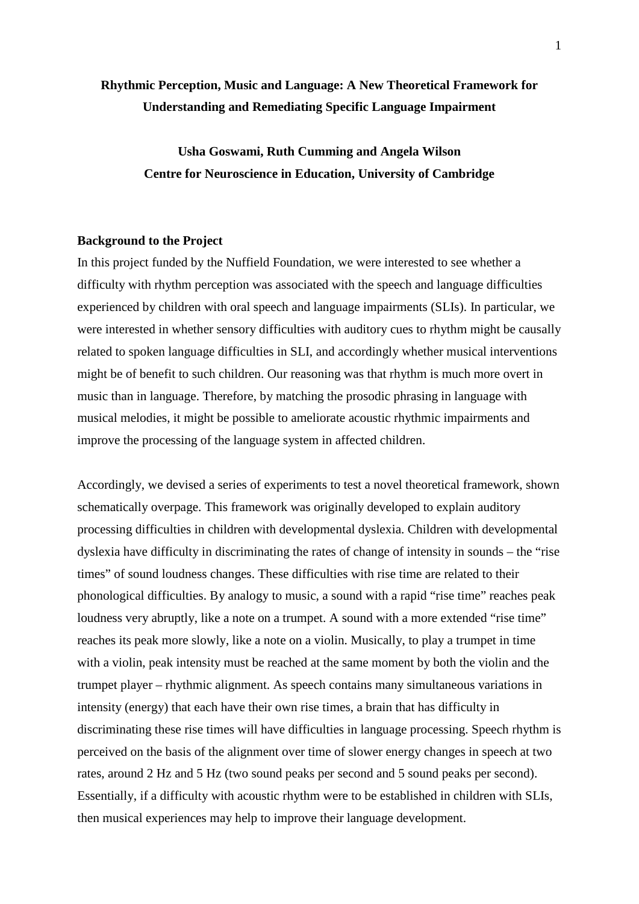# Rhythmic Perception, Music and Language: A New Theoretical Framework for Understanding and Remediating Specific Language Impairment

**Usha Goswami, Ruth Cumming and Angela Wilson**
**Centre for Neuroscience in Education, University of Cambridge**

## Background to the Project

In this project funded by the Nuffield Foundation, we were interested to see whether a difficulty with rhythm perception was associated with the speech and language difficulties experienced by children with oral speech and language impairments (SLIs). In particular, we were interested in whether sensory difficulties with auditory cues to rhythm might be causally related to spoken language difficulties in SLI, and accordingly whether musical interventions might be of benefit to such children. Our reasoning was that rhythm is much more overt in music than in language. Therefore, by matching the prosodic phrasing in language with musical melodies, it might be possible to ameliorate acoustic rhythmic impairments and improve the processing of the language system in affected children.

Accordingly, we devised a series of experiments to test a novel theoretical framework, shown schematically overpage. This framework was originally developed to explain auditory processing difficulties in children with developmental dyslexia. Children with developmental dyslexia have difficulty in discriminating the rates of change of intensity in sounds – the "rise times" of sound loudness changes. These difficulties with rise time are related to their phonological difficulties. By analogy to music, a sound with a rapid "rise time" reaches peak loudness very abruptly, like a note on a trumpet. A sound with a more extended "rise time" reaches its peak more slowly, like a note on a violin. Musically, to play a trumpet in time with a violin, peak intensity must be reached at the same moment by both the violin and the trumpet player – rhythmic alignment. As speech contains many simultaneous variations in intensity (energy) that each have their own rise times, a brain that has difficulty in discriminating these rise times will have difficulties in language processing. Speech rhythm is perceived on the basis of the alignment over time of slower energy changes in speech at two rates, around 2 Hz and 5 Hz (two sound peaks per second and 5 sound peaks per second). Essentially, if a difficulty with acoustic rhythm were to be established in children with SLIs, then musical experiences may help to improve their language development.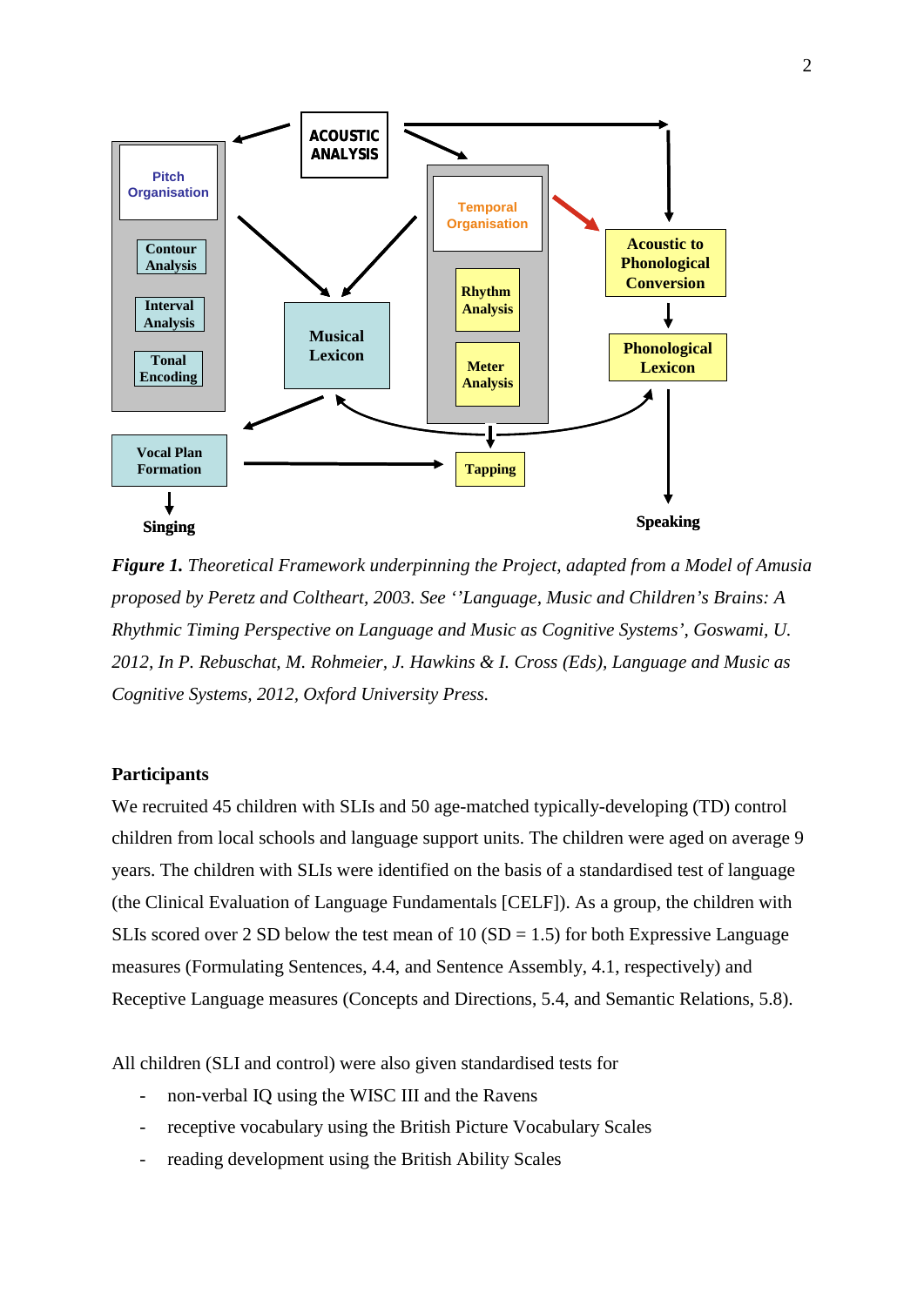*Figure 1. Theoretical Framework underpinning the Project, adapted from a Model of Amusia proposed by Peretz and Coltheart, 2003. See ''Language, Music and Children's Brains: A Rhythmic Timing Perspective on Language and Music as Cognitive Systems', Goswami, U. 2012, In P. Rebuschat, M. Rohmeier, J. Hawkins & I. Cross (Eds), Language and Music as Cognitive Systems, 2012, Oxford University Press.*

**Participants**

We recruited 45 children with SLIs and 50 age-matched typically-developing (TD) control children from local schools and language support units. The children were aged on average 9 years. The children with SLIs were identified on the basis of a standardised test of language (the Clinical Evaluation of Language Fundamentals [CELF]). As a group, the children with SLIs scored over 2 SD below the test mean of 10 (SD = 1.5) for both Expressive Language measures (Formulating Sentences, 4.4, and Sentence Assembly, 4.1, respectively) and Receptive Language measures (Concepts and Directions, 5.4, and Semantic Relations, 5.8).

All children (SLI and control) were also given standardised tests for

- non-verbal IQ using the WISC III and the Ravens
- receptive vocabulary using the British Picture Vocabulary Scales
- reading development using the British Ability Scales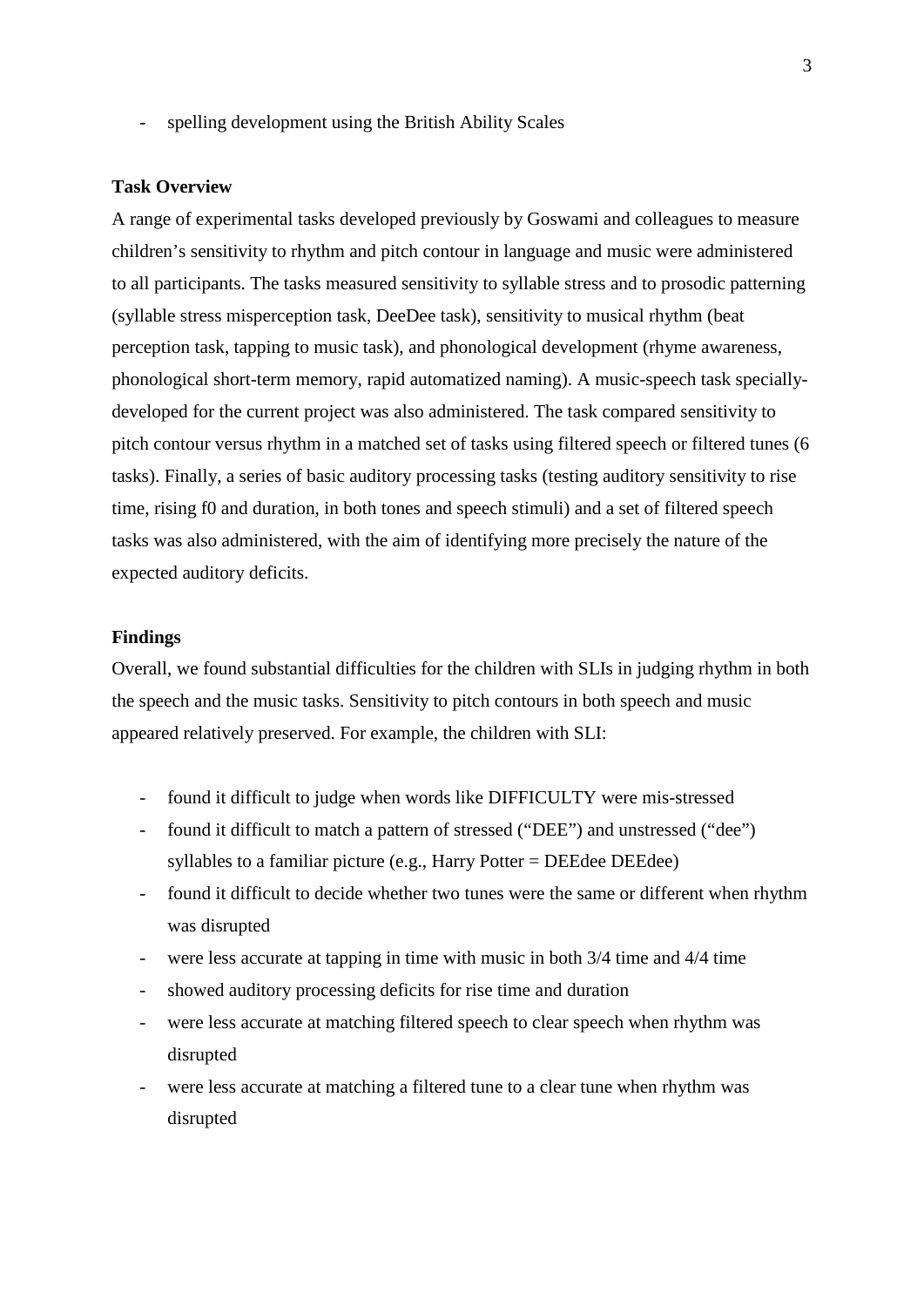- spelling development using the British Ability Scales

**Task Overview**

A range of experimental tasks developed previously by Goswami and colleagues to measure children's sensitivity to rhythm and pitch contour in language and music were administered to all participants. The tasks measured sensitivity to syllable stress and to prosodic patterning (syllable stress misperception task, DeeDee task), sensitivity to musical rhythm (beat perception task, tapping to music task), and phonological development (rhyme awareness, phonological short-term memory, rapid automatized naming). A music-speech task specially-developed for the current project was also administered. The task compared sensitivity to pitch contour versus rhythm in a matched set of tasks using filtered speech or filtered tunes (6 tasks). Finally, a series of basic auditory processing tasks (testing auditory sensitivity to rise time, rising f0 and duration, in both tones and speech stimuli) and a set of filtered speech tasks was also administered, with the aim of identifying more precisely the nature of the expected auditory deficits.

**Findings**

Overall, we found substantial difficulties for the children with SLIs in judging rhythm in both the speech and the music tasks. Sensitivity to pitch contours in both speech and music appeared relatively preserved. For example, the children with SLI:

- found it difficult to judge when words like DIFFICULTY were mis-stressed
- found it difficult to match a pattern of stressed ("DEE") and unstressed ("dee") syllables to a familiar picture (e.g., Harry Potter = DEEdee DEEdee)
- found it difficult to decide whether two tunes were the same or different when rhythm was disrupted
- were less accurate at tapping in time with music in both 3/4 time and 4/4 time
- showed auditory processing deficits for rise time and duration
- were less accurate at matching filtered speech to clear speech when rhythm was disrupted
- were less accurate at matching a filtered tune to a clear tune when rhythm was disrupted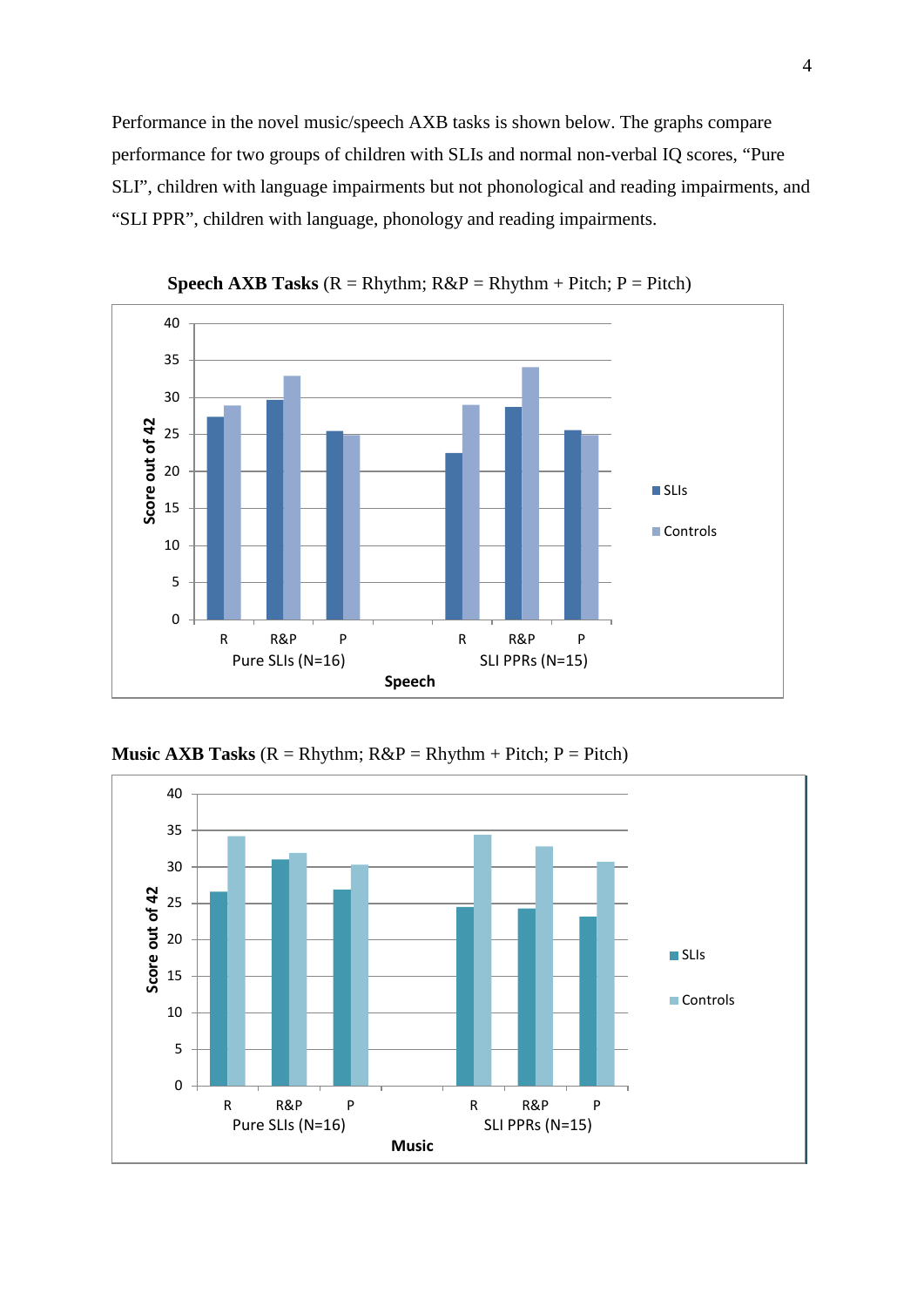Performance in the novel music/speech AXB tasks is shown below. The graphs compare performance for two groups of children with SLIs and normal non-verbal IQ scores, "Pure SLI", children with language impairments but not phonological and reading impairments, and "SLI PPR", children with language, phonology and reading impairments.

**Speech AXB Tasks** (R = Rhythm; R&P = Rhythm + Pitch; P = Pitch)

**Music AXB Tasks** (R = Rhythm; R&P = Rhythm + Pitch; P = Pitch)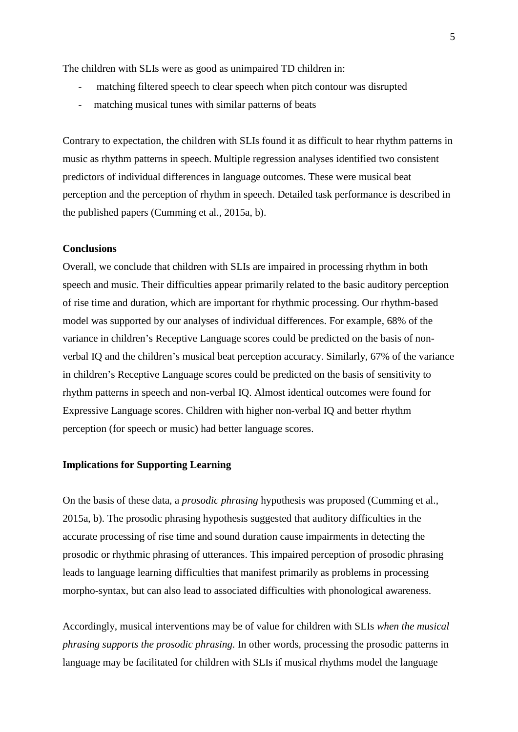The children with SLIs were as good as unimpaired TD children in:

- matching filtered speech to clear speech when pitch contour was disrupted
- matching musical tunes with similar patterns of beats

Contrary to expectation, the children with SLIs found it as difficult to hear rhythm patterns in music as rhythm patterns in speech. Multiple regression analyses identified two consistent predictors of individual differences in language outcomes. These were musical beat perception and the perception of rhythm in speech. Detailed task performance is described in the published papers (Cumming et al., 2015a, b).

**Conclusions**

Overall, we conclude that children with SLIs are impaired in processing rhythm in both speech and music. Their difficulties appear primarily related to the basic auditory perception of rise time and duration, which are important for rhythmic processing. Our rhythm-based model was supported by our analyses of individual differences. For example, 68% of the variance in children's Receptive Language scores could be predicted on the basis of non-verbal IQ and the children's musical beat perception accuracy. Similarly, 67% of the variance in children's Receptive Language scores could be predicted on the basis of sensitivity to rhythm patterns in speech and non-verbal IQ. Almost identical outcomes were found for Expressive Language scores. Children with higher non-verbal IQ and better rhythm perception (for speech or music) had better language scores.

**Implications for Supporting Learning**

On the basis of these data, a *prosodic phrasing* hypothesis was proposed (Cumming et al., 2015a, b). The prosodic phrasing hypothesis suggested that auditory difficulties in the accurate processing of rise time and sound duration cause impairments in detecting the prosodic or rhythmic phrasing of utterances. This impaired perception of prosodic phrasing leads to language learning difficulties that manifest primarily as problems in processing morpho-syntax, but can also lead to associated difficulties with phonological awareness.

Accordingly, musical interventions may be of value for children with SLIs *when the musical phrasing supports the prosodic phrasing.* In other words, processing the prosodic patterns in language may be facilitated for children with SLIs if musical rhythms model the language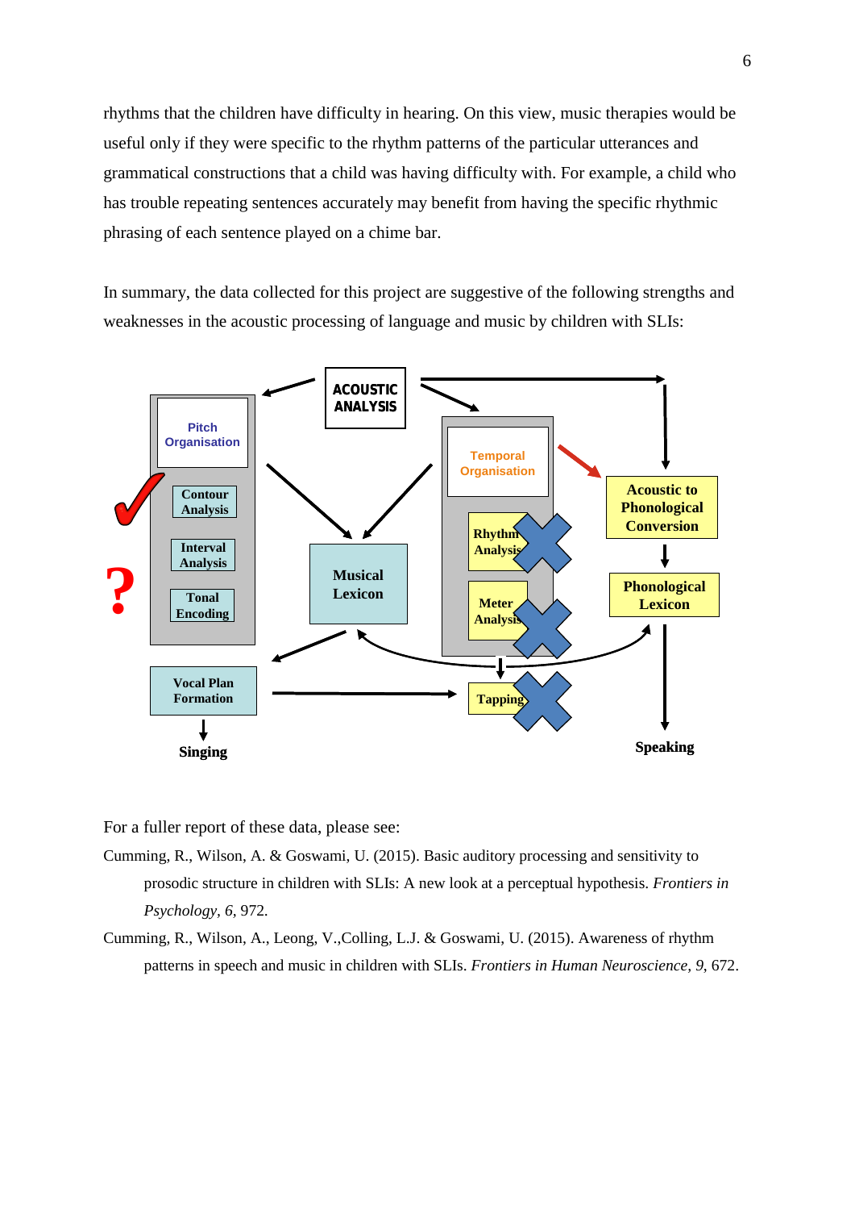rhythms that the children have difficulty in hearing. On this view, music therapies would be useful only if they were specific to the rhythm patterns of the particular utterances and grammatical constructions that a child was having difficulty with. For example, a child who has trouble repeating sentences accurately may benefit from having the specific rhythmic phrasing of each sentence played on a chime bar.

In summary, the data collected for this project are suggestive of the following strengths and weaknesses in the acoustic processing of language and music by children with SLIs:

ACOUSTIC ANALYSIS

Pitch Organisation

Contour Analysis

Interval Analysis

Tonal Encoding

Musical Lexicon

Temporal Organisation

Rhythm Analysis

Meter Analysis

Acoustic to Phonological Conversion

Phonological Lexicon

Vocal Plan Formation

Tapping

Singing

Speaking

For a fuller report of these data, please see:

Cumming, R., Wilson, A. & Goswami, U. (2015). Basic auditory processing and sensitivity to prosodic structure in children with SLIs: A new look at a perceptual hypothesis. *Frontiers in Psychology*, *6*, 972.

Cumming, R., Wilson, A., Leong, V.,Colling, L.J. & Goswami, U. (2015). Awareness of rhythm patterns in speech and music in children with SLIs. *Frontiers in Human Neuroscience*, *9*, 672.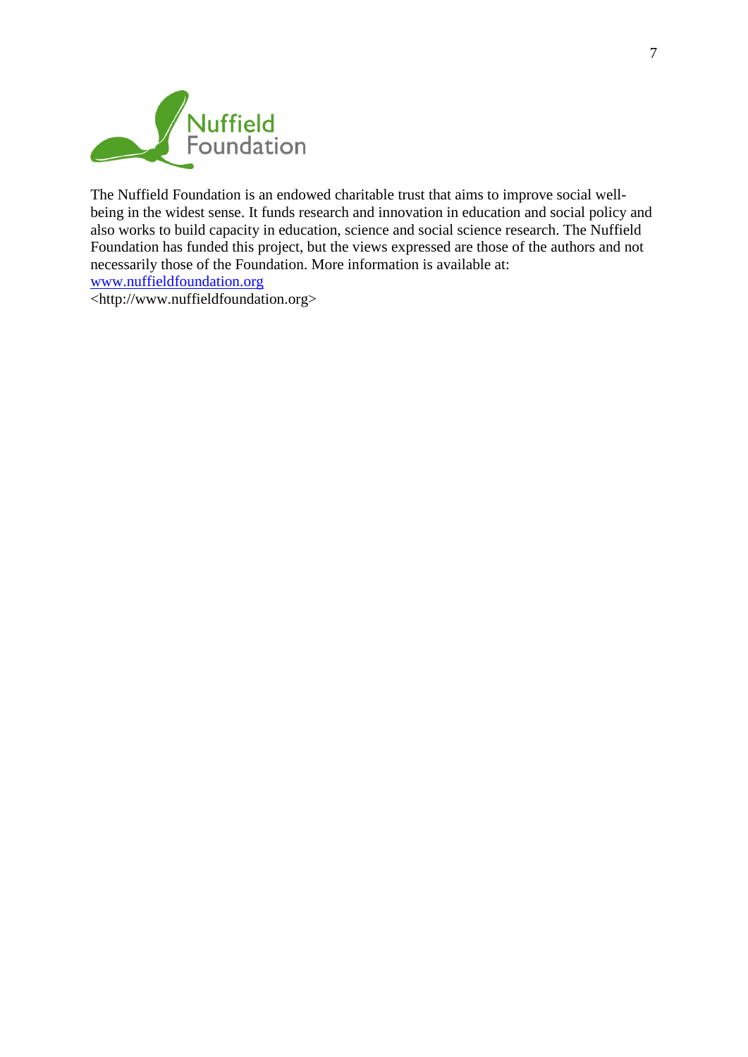Nuffield Foundation

The Nuffield Foundation is an endowed charitable trust that aims to improve social well-being in the widest sense. It funds research and innovation in education and social policy and also works to build capacity in education, science and social science research. The Nuffield Foundation has funded this project, but the views expressed are those of the authors and not necessarily those of the Foundation. More information is available at:
[www.nuffieldfoundation.org](http://www.nuffieldfoundation.org)
<http://www.nuffieldfoundation.org>